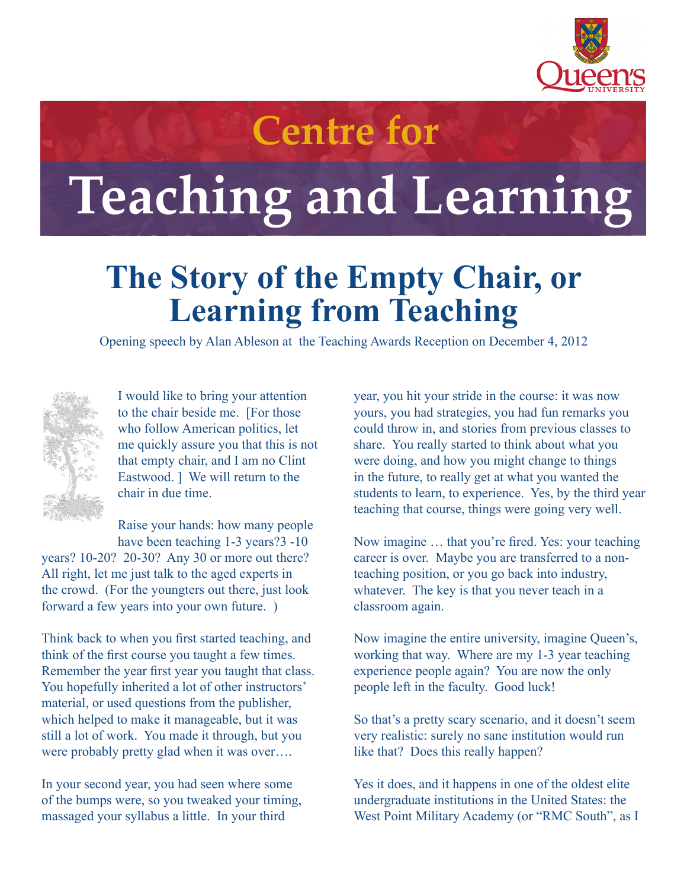# Centre for Teaching and Learning

## The Story of the Empty Chair, or Learning from Teaching

Opening speech by Alan Ableson at the Teaching Awards Reception on December 4, 2012

I would like to bring your attention to the chair beside me. [For those who follow American politics, let me quickly assure you that this is not that empty chair, and I am no Clint Eastwood. ] We will return to the chair in due time.

Raise your hands: how many people have been teaching 1-3 years?3 -10 years? 10-20? 20-30? Any 30 or more out there? All right, let me just talk to the aged experts in the crowd. (For the youngsters out there, just look forward a few years into your own future. )

Think back to when you first started teaching, and think of the first course you taught a few times. Remember the year first year you taught that class. You hopefully inherited a lot of other instructors' material, or used questions from the publisher, which helped to make it manageable, but it was still a lot of work. You made it through, but you were probably pretty glad when it was over….

In your second year, you had seen where some of the bumps were, so you tweaked your timing, massaged your syllabus a little. In your third year, you hit your stride in the course: it was now yours, you had strategies, you had fun remarks you could throw in, and stories from previous classes to share. You really started to think about what you were doing, and how you might change to things in the future, to really get at what you wanted the students to learn, to experience. Yes, by the third year teaching that course, things were going very well.

Now imagine … that you're fired. Yes: your teaching career is over. Maybe you are transferred to a non-teaching position, or you go back into industry, whatever. The key is that you never teach in a classroom again.

Now imagine the entire university, imagine Queen's, working that way. Where are my 1-3 year teaching experience people again? You are now the only people left in the faculty. Good luck!

So that's a pretty scary scenario, and it doesn't seem very realistic: surely no sane institution would run like that? Does this really happen?

Yes it does, and it happens in one of the oldest elite undergraduate institutions in the United States: the West Point Military Academy (or "RMC South", as I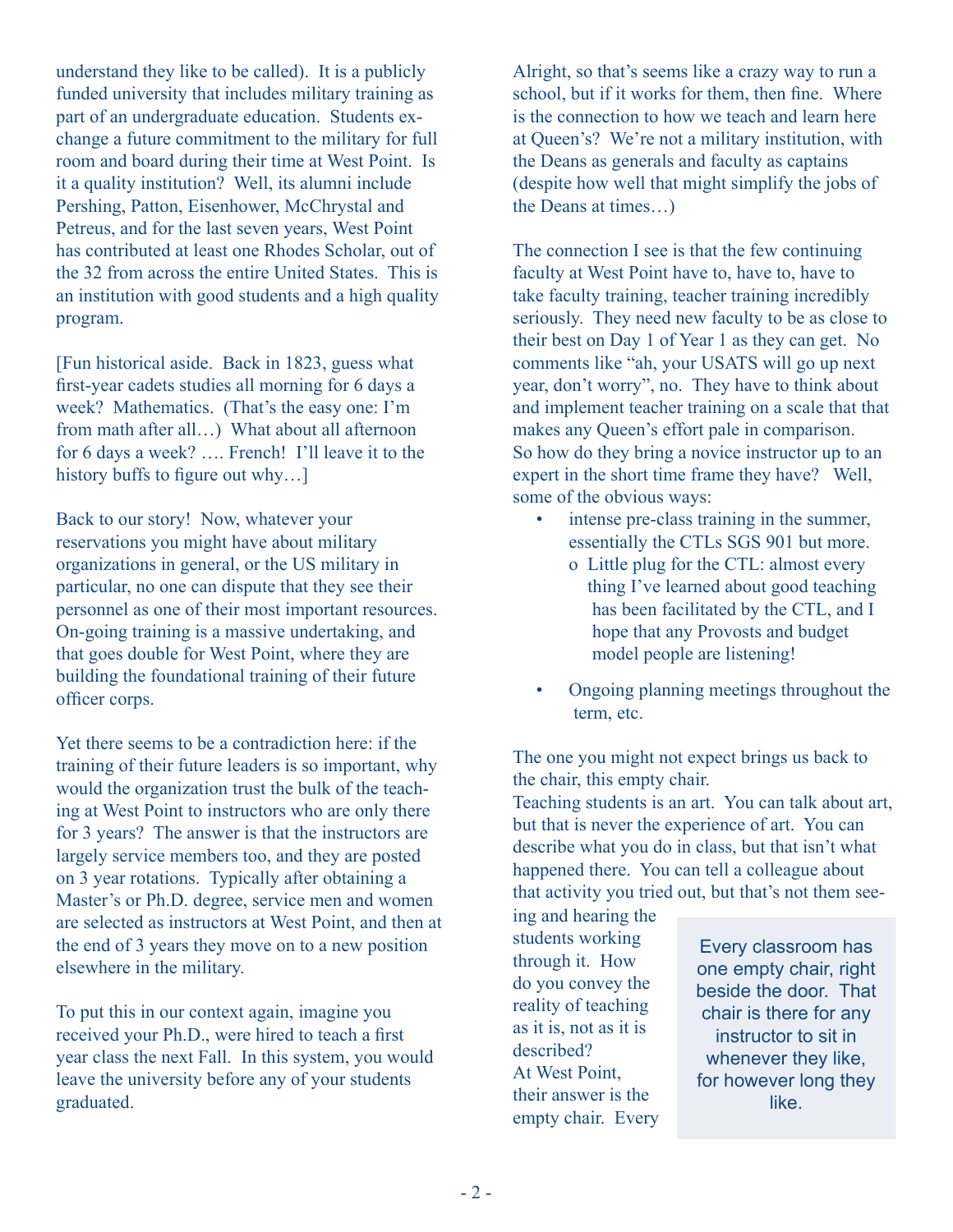understand they like to be called). It is a publicly funded university that includes military training as part of an undergraduate education. Students exchange a future commitment to the military for full room and board during their time at West Point. Is it a quality institution? Well, its alumni include Pershing, Patton, Eisenhower, McChrystal and Petreus, and for the last seven years, West Point has contributed at least one Rhodes Scholar, out of the 32 from across the entire United States. This is an institution with good students and a high quality program.

[Fun historical aside. Back in 1823, guess what first-year cadets studies all morning for 6 days a week? Mathematics. (That's the easy one: I'm from math after all…) What about all afternoon for 6 days a week? …. French! I'll leave it to the history buffs to figure out why…]

Back to our story! Now, whatever your reservations you might have about military organizations in general, or the US military in particular, no one can dispute that they see their personnel as one of their most important resources. On-going training is a massive undertaking, and that goes double for West Point, where they are building the foundational training of their future officer corps.

Yet there seems to be a contradiction here: if the training of their future leaders is so important, why would the organization trust the bulk of the teaching at West Point to instructors who are only there for 3 years? The answer is that the instructors are largely service members too, and they are posted on 3 year rotations. Typically after obtaining a Master's or Ph.D. degree, service men and women are selected as instructors at West Point, and then at the end of 3 years they move on to a new position elsewhere in the military.

To put this in our context again, imagine you received your Ph.D., were hired to teach a first year class the next Fall. In this system, you would leave the university before any of your students graduated.

Alright, so that's seems like a crazy way to run a school, but if it works for them, then fine. Where is the connection to how we teach and learn here at Queen's? We're not a military institution, with the Deans as generals and faculty as captains (despite how well that might simplify the jobs of the Deans at times…)

The connection I see is that the few continuing faculty at West Point have to, have to, have to take faculty training, teacher training incredibly seriously. They need new faculty to be as close to their best on Day 1 of Year 1 as they can get. No comments like "ah, your USATS will go up next year, don't worry", no. They have to think about and implement teacher training on a scale that that makes any Queen's effort pale in comparison. So how do they bring a novice instructor up to an expert in the short time frame they have? Well, some of the obvious ways:

- intense pre-class training in the summer, essentially the CTLs SGS 901 but more.
  - Little plug for the CTL: almost every thing I've learned about good teaching has been facilitated by the CTL, and I hope that any Provosts and budget model people are listening!
- Ongoing planning meetings throughout the term, etc.

The one you might not expect brings us back to the chair, this empty chair.

Teaching students is an art. You can talk about art, but that is never the experience of art. You can describe what you do in class, but that isn't what happened there. You can tell a colleague about that activity you tried out, but that's not them seeing and hearing the students working through it. How do you convey the reality of teaching as it is, not as it is described?

At West Point, their answer is the empty chair. Every

> Every classroom has one empty chair, right beside the door. That chair is there for any instructor to sit in whenever they like, for however long they like.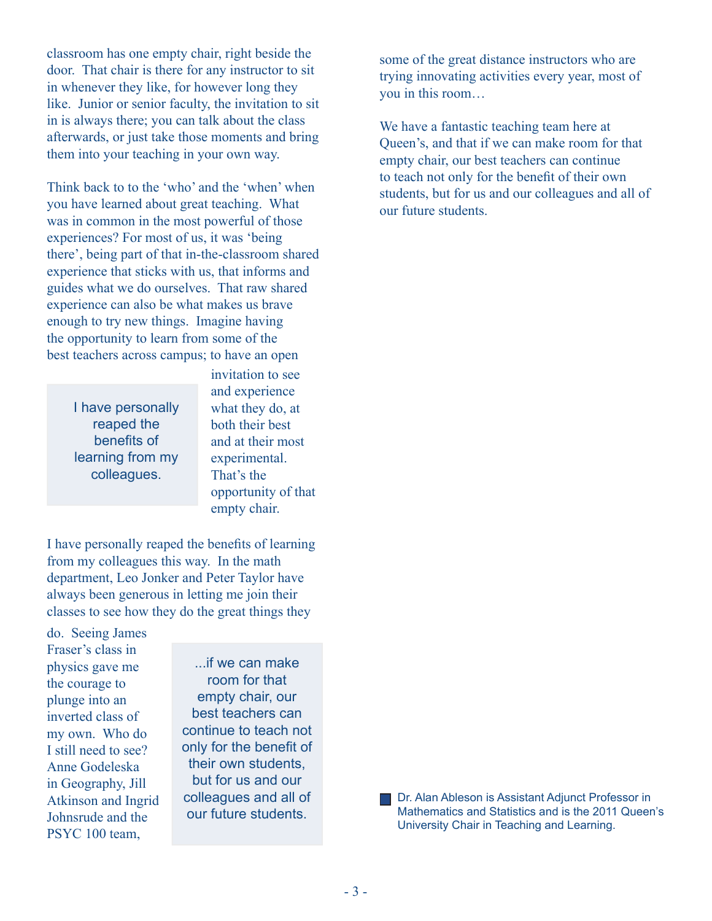classroom has one empty chair, right beside the door. That chair is there for any instructor to sit in whenever they like, for however long they like. Junior or senior faculty, the invitation to sit in is always there; you can talk about the class afterwards, or just take those moments and bring them into your teaching in your own way.

Think back to to the 'who' and the 'when' when you have learned about great teaching. What was in common in the most powerful of those experiences? For most of us, it was 'being there', being part of that in-the-classroom shared experience that sticks with us, that informs and guides what we do ourselves. That raw shared experience can also be what makes us brave enough to try new things. Imagine having the opportunity to learn from some of the best teachers across campus; to have an open invitation to see and experience what they do, at both their best and at their most experimental. That's the opportunity of that empty chair.

> I have personally reaped the benefits of learning from my colleagues.

I have personally reaped the benefits of learning from my colleagues this way. In the math department, Leo Jonker and Peter Taylor have always been generous in letting me join their classes to see how they do the great things they do. Seeing James Fraser's class in physics gave me the courage to plunge into an inverted class of my own. Who do I still need to see? Anne Godeleska in Geography, Jill Atkinson and Ingrid Johnsrude and the PSYC 100 team, some of the great distance instructors who are trying innovating activities every year, most of you in this room…

> ...if we can make room for that empty chair, our best teachers can continue to teach not only for the benefit of their own students, but for us and our colleagues and all of our future students.

We have a fantastic teaching team here at Queen's, and that if we can make room for that empty chair, our best teachers can continue to teach not only for the benefit of their own students, but for us and our colleagues and all of our future students.

Dr. Alan Ableson is Assistant Adjunct Professor in Mathematics and Statistics and is the 2011 Queen's University Chair in Teaching and Learning.